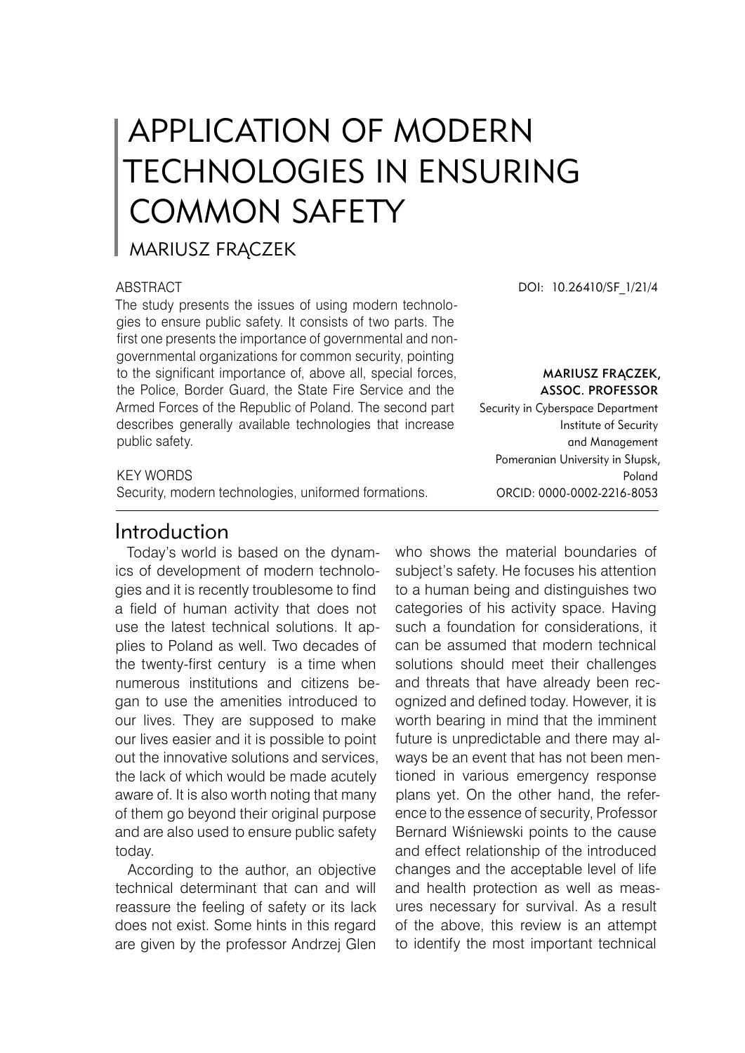# APPLICATION OF MODERN TECHNOLOGIES IN ENSURING COMMON SAFETY

MARIUSZ FRĄCZEK

ABSTRACT

The study presents the issues of using modern technologies to ensure public safety. It consists of two parts. The first one presents the importance of governmental and non-governmental organizations for common security, pointing to the significant importance of, above all, special forces, the Police, Border Guard, the State Fire Service and the Armed Forces of the Republic of Poland. The second part describes generally available technologies that increase public safety.

KEY WORDS

Security, modern technologies, uniformed formations.

DOI: 10.26410/SF_1/21/4

**MARIUSZ FRĄCZEK, ASSOC. PROFESSOR**

Security in Cyberspace Department
Institute of Security and Management
Pomeranian University in Słupsk, Poland
ORCID: 0000-0002-2216-8053

## Introduction

Today's world is based on the dynamics of development of modern technologies and it is recently troublesome to find a field of human activity that does not use the latest technical solutions. It applies to Poland as well. Two decades of the twenty-first century is a time when numerous institutions and citizens began to use the amenities introduced to our lives. They are supposed to make our lives easier and it is possible to point out the innovative solutions and services, the lack of which would be made acutely aware of. It is also worth noting that many of them go beyond their original purpose and are also used to ensure public safety today.

According to the author, an objective technical determinant that can and will reassure the feeling of safety or its lack does not exist. Some hints in this regard are given by the professor Andrzej Glen who shows the material boundaries of subject's safety. He focuses his attention to a human being and distinguishes two categories of his activity space. Having such a foundation for considerations, it can be assumed that modern technical solutions should meet their challenges and threats that have already been recognized and defined today. However, it is worth bearing in mind that the imminent future is unpredictable and there may always be an event that has not been mentioned in various emergency response plans yet. On the other hand, the reference to the essence of security, Professor Bernard Wiśniewski points to the cause and effect relationship of the introduced changes and the acceptable level of life and health protection as well as measures necessary for survival. As a result of the above, this review is an attempt to identify the most important technical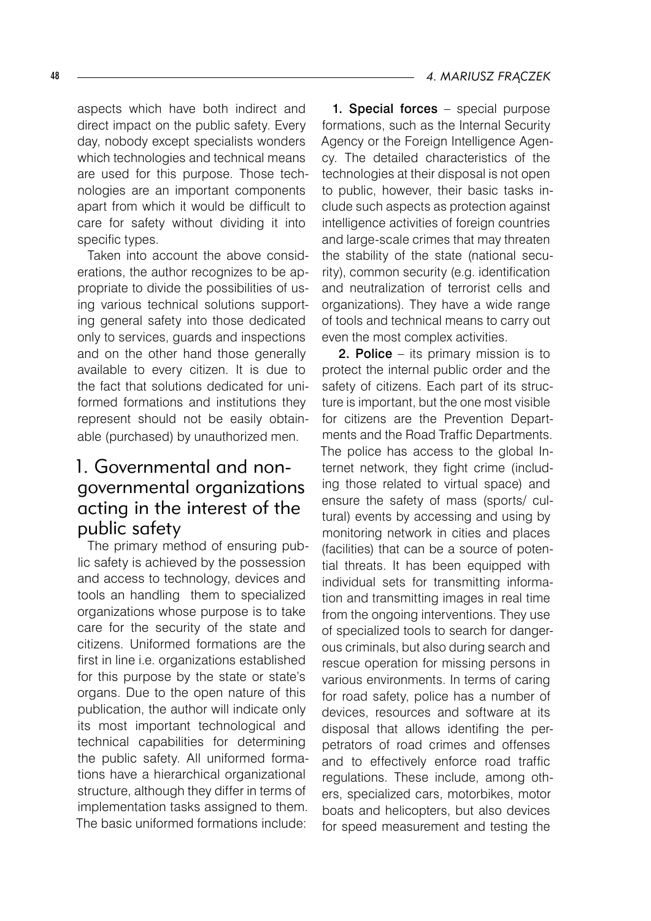aspects which have both indirect and direct impact on the public safety. Every day, nobody except specialists wonders which technologies and technical means are used for this purpose. Those technologies are an important components apart from which it would be difficult to care for safety without dividing it into specific types.

Taken into account the above considerations, the author recognizes to be appropriate to divide the possibilities of using various technical solutions supporting general safety into those dedicated only to services, guards and inspections and on the other hand those generally available to every citizen. It is due to the fact that solutions dedicated for uniformed formations and institutions they represent should not be easily obtainable (purchased) by unauthorized men.

## 1. Governmental and non-governmental organizations acting in the interest of the public safety

The primary method of ensuring public safety is achieved by the possession and access to technology, devices and tools an handling them to specialized organizations whose purpose is to take care for the security of the state and citizens. Uniformed formations are the first in line i.e. organizations established for this purpose by the state or state's organs. Due to the open nature of this publication, the author will indicate only its most important technological and technical capabilities for determining the public safety. All uniformed formations have a hierarchical organizational structure, although they differ in terms of implementation tasks assigned to them. The basic uniformed formations include:

**1. Special forces** – special purpose formations, such as the Internal Security Agency or the Foreign Intelligence Agency. The detailed characteristics of the technologies at their disposal is not open to public, however, their basic tasks include such aspects as protection against intelligence activities of foreign countries and large-scale crimes that may threaten the stability of the state (national security), common security (e.g. identification and neutralization of terrorist cells and organizations). They have a wide range of tools and technical means to carry out even the most complex activities.

**2. Police** – its primary mission is to protect the internal public order and the safety of citizens. Each part of its structure is important, but the one most visible for citizens are the Prevention Departments and the Road Traffic Departments. The police has access to the global Internet network, they fight crime (including those related to virtual space) and ensure the safety of mass (sports/ cultural) events by accessing and using by monitoring network in cities and places (facilities) that can be a source of potential threats. It has been equipped with individual sets for transmitting information and transmitting images in real time from the ongoing interventions. They use of specialized tools to search for dangerous criminals, but also during search and rescue operation for missing persons in various environments. In terms of caring for road safety, police has a number of devices, resources and software at its disposal that allows identifing the perpetrators of road crimes and offenses and to effectively enforce road traffic regulations. These include, among others, specialized cars, motorbikes, motor boats and helicopters, but also devices for speed measurement and testing the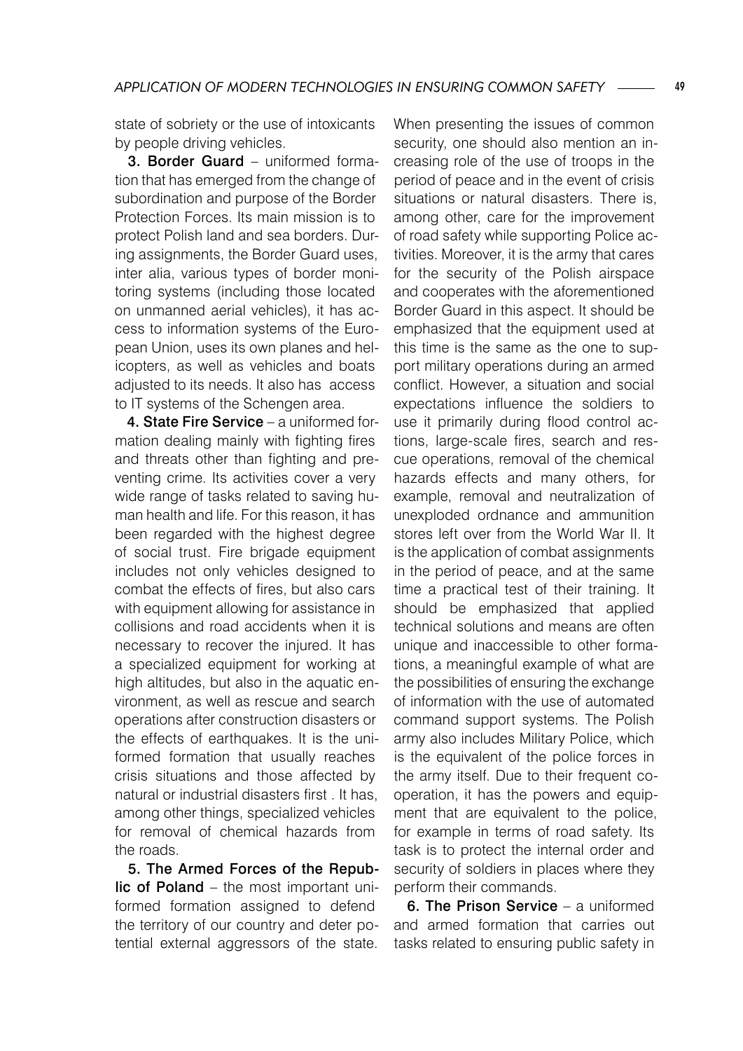state of sobriety or the use of intoxicants by people driving vehicles.

**3. Border Guard** – uniformed formation that has emerged from the change of subordination and purpose of the Border Protection Forces. Its main mission is to protect Polish land and sea borders. During assignments, the Border Guard uses, inter alia, various types of border monitoring systems (including those located on unmanned aerial vehicles), it has access to information systems of the European Union, uses its own planes and helicopters, as well as vehicles and boats adjusted to its needs. It also has access to IT systems of the Schengen area.

**4. State Fire Service** – a uniformed formation dealing mainly with fighting fires and threats other than fighting and preventing crime. Its activities cover a very wide range of tasks related to saving human health and life. For this reason, it has been regarded with the highest degree of social trust. Fire brigade equipment includes not only vehicles designed to combat the effects of fires, but also cars with equipment allowing for assistance in collisions and road accidents when it is necessary to recover the injured. It has a specialized equipment for working at high altitudes, but also in the aquatic environment, as well as rescue and search operations after construction disasters or the effects of earthquakes. It is the uniformed formation that usually reaches crisis situations and those affected by natural or industrial disasters first . It has, among other things, specialized vehicles for removal of chemical hazards from the roads.

**5. The Armed Forces of the Republic of Poland** – the most important uniformed formation assigned to defend the territory of our country and deter potential external aggressors of the state. When presenting the issues of common security, one should also mention an increasing role of the use of troops in the period of peace and in the event of crisis situations or natural disasters. There is, among other, care for the improvement of road safety while supporting Police activities. Moreover, it is the army that cares for the security of the Polish airspace and cooperates with the aforementioned Border Guard in this aspect. It should be emphasized that the equipment used at this time is the same as the one to support military operations during an armed conflict. However, a situation and social expectations influence the soldiers to use it primarily during flood control actions, large-scale fires, search and rescue operations, removal of the chemical hazards effects and many others, for example, removal and neutralization of unexploded ordnance and ammunition stores left over from the World War II. It is the application of combat assignments in the period of peace, and at the same time a practical test of their training. It should be emphasized that applied technical solutions and means are often unique and inaccessible to other formations, a meaningful example of what are the possibilities of ensuring the exchange of information with the use of automated command support systems. The Polish army also includes Military Police, which is the equivalent of the police forces in the army itself. Due to their frequent cooperation, it has the powers and equipment that are equivalent to the police, for example in terms of road safety. Its task is to protect the internal order and security of soldiers in places where they perform their commands.

**6. The Prison Service** – a uniformed and armed formation that carries out tasks related to ensuring public safety in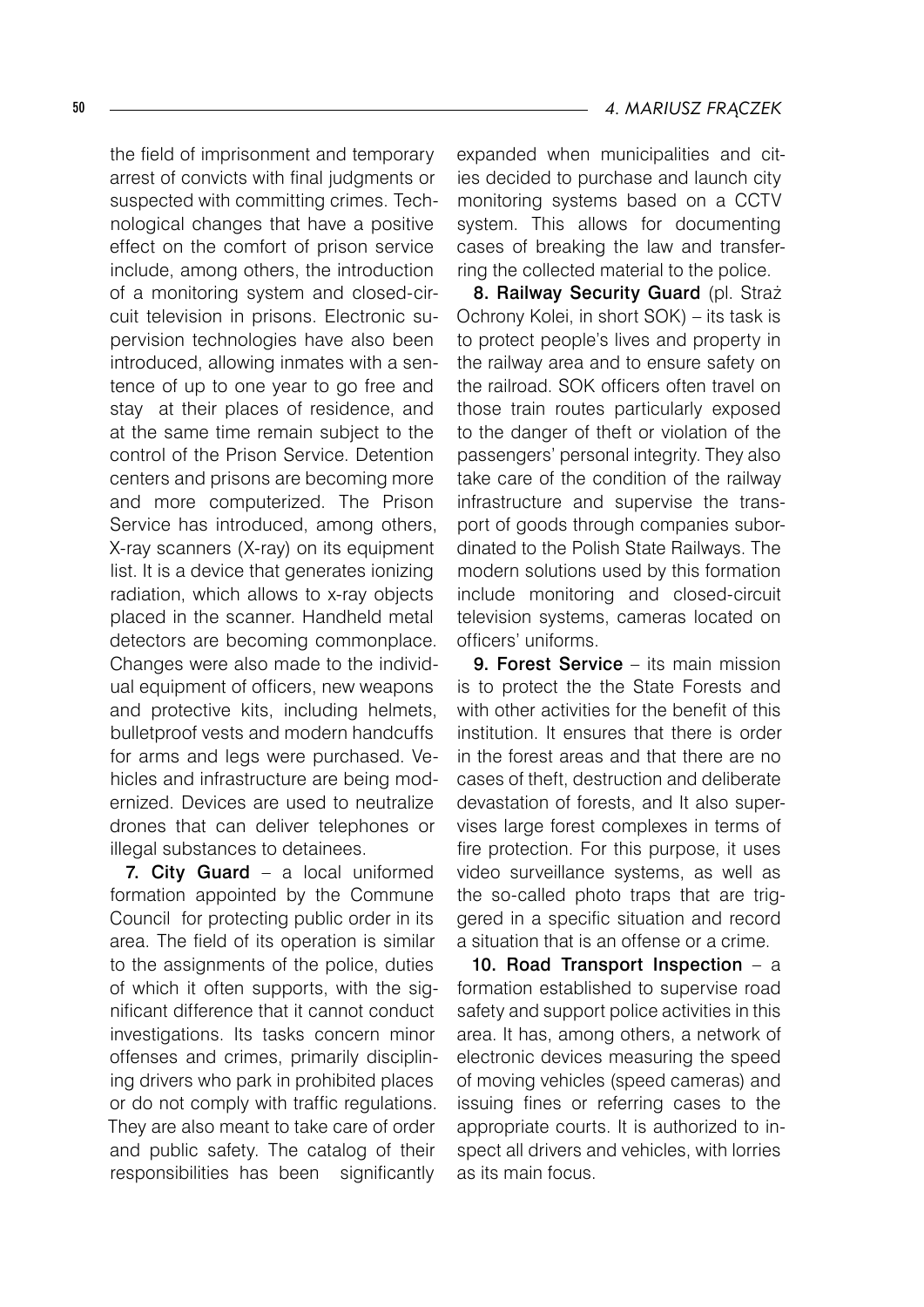the field of imprisonment and temporary arrest of convicts with final judgments or suspected with committing crimes. Technological changes that have a positive effect on the comfort of prison service include, among others, the introduction of a monitoring system and closed-circuit television in prisons. Electronic supervision technologies have also been introduced, allowing inmates with a sentence of up to one year to go free and stay at their places of residence, and at the same time remain subject to the control of the Prison Service. Detention centers and prisons are becoming more and more computerized. The Prison Service has introduced, among others, X-ray scanners (X-ray) on its equipment list. It is a device that generates ionizing radiation, which allows to x-ray objects placed in the scanner. Handheld metal detectors are becoming commonplace. Changes were also made to the individual equipment of officers, new weapons and protective kits, including helmets, bulletproof vests and modern handcuffs for arms and legs were purchased. Vehicles and infrastructure are being modernized. Devices are used to neutralize drones that can deliver telephones or illegal substances to detainees.

**7. City Guard** – a local uniformed formation appointed by the Commune Council for protecting public order in its area. The field of its operation is similar to the assignments of the police, duties of which it often supports, with the significant difference that it cannot conduct investigations. Its tasks concern minor offenses and crimes, primarily disciplining drivers who park in prohibited places or do not comply with traffic regulations. They are also meant to take care of order and public safety. The catalog of their responsibilities has been significantly expanded when municipalities and cities decided to purchase and launch city monitoring systems based on a CCTV system. This allows for documenting cases of breaking the law and transferring the collected material to the police.

**8. Railway Security Guard** (pl. Straż Ochrony Kolei, in short SOK) – its task is to protect people's lives and property in the railway area and to ensure safety on the railroad. SOK officers often travel on those train routes particularly exposed to the danger of theft or violation of the passengers' personal integrity. They also take care of the condition of the railway infrastructure and supervise the transport of goods through companies subordinated to the Polish State Railways. The modern solutions used by this formation include monitoring and closed-circuit television systems, cameras located on officers' uniforms.

**9. Forest Service** – its main mission is to protect the the State Forests and with other activities for the benefit of this institution. It ensures that there is order in the forest areas and that there are no cases of theft, destruction and deliberate devastation of forests, and It also supervises large forest complexes in terms of fire protection. For this purpose, it uses video surveillance systems, as well as the so-called photo traps that are triggered in a specific situation and record a situation that is an offense or a crime.

**10. Road Transport Inspection** – a formation established to supervise road safety and support police activities in this area. It has, among others, a network of electronic devices measuring the speed of moving vehicles (speed cameras) and issuing fines or referring cases to the appropriate courts. It is authorized to inspect all drivers and vehicles, with lorries as its main focus.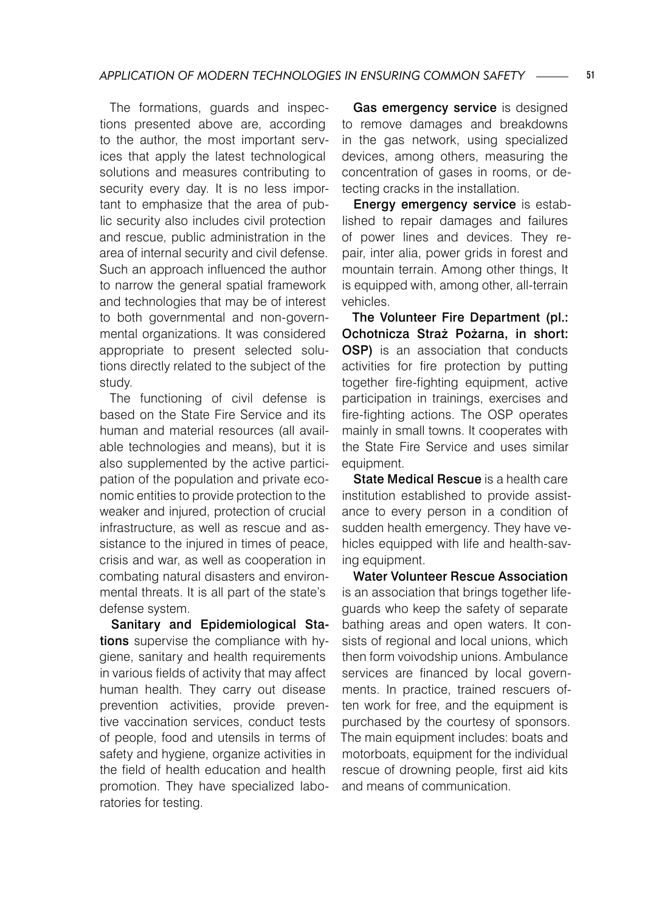The formations, guards and inspections presented above are, according to the author, the most important services that apply the latest technological solutions and measures contributing to security every day. It is no less important to emphasize that the area of public security also includes civil protection and rescue, public administration in the area of internal security and civil defense. Such an approach influenced the author to narrow the general spatial framework and technologies that may be of interest to both governmental and non-governmental organizations. It was considered appropriate to present selected solutions directly related to the subject of the study.

The functioning of civil defense is based on the State Fire Service and its human and material resources (all available technologies and means), but it is also supplemented by the active participation of the population and private economic entities to provide protection to the weaker and injured, protection of crucial infrastructure, as well as rescue and assistance to the injured in times of peace, crisis and war, as well as cooperation in combating natural disasters and environmental threats. It is all part of the state's defense system.

**Sanitary and Epidemiological Stations** supervise the compliance with hygiene, sanitary and health requirements in various fields of activity that may affect human health. They carry out disease prevention activities, provide preventive vaccination services, conduct tests of people, food and utensils in terms of safety and hygiene, organize activities in the field of health education and health promotion. They have specialized laboratories for testing.

**Gas emergency service** is designed to remove damages and breakdowns in the gas network, using specialized devices, among others, measuring the concentration of gases in rooms, or detecting cracks in the installation.

**Energy emergency service** is established to repair damages and failures of power lines and devices. They repair, inter alia, power grids in forest and mountain terrain. Among other things, It is equipped with, among other, all-terrain vehicles.

**The Volunteer Fire Department (pl.: Ochotnicza Straż Pożarna, in short: OSP)** is an association that conducts activities for fire protection by putting together fire-fighting equipment, active participation in trainings, exercises and fire-fighting actions. The OSP operates mainly in small towns. It cooperates with the State Fire Service and uses similar equipment.

**State Medical Rescue** is a health care institution established to provide assistance to every person in a condition of sudden health emergency. They have vehicles equipped with life and health-saving equipment.

**Water Volunteer Rescue Association** is an association that brings together lifeguards who keep the safety of separate bathing areas and open waters. It consists of regional and local unions, which then form voivodship unions. Ambulance services are financed by local governments. In practice, trained rescuers often work for free, and the equipment is purchased by the courtesy of sponsors. The main equipment includes: boats and motorboats, equipment for the individual rescue of drowning people, first aid kits and means of communication.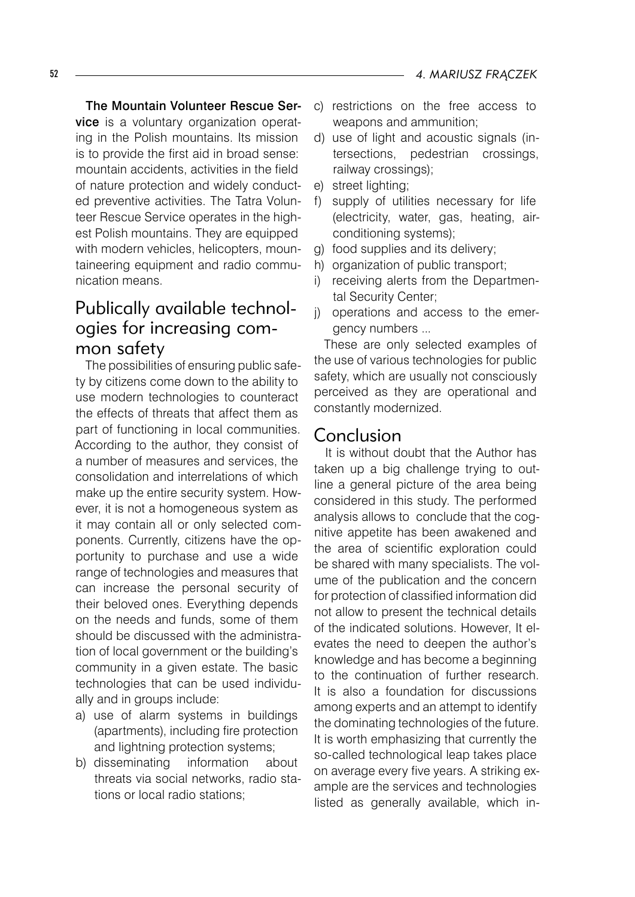**The Mountain Volunteer Rescue Service** is a voluntary organization operating in the Polish mountains. Its mission is to provide the first aid in broad sense: mountain accidents, activities in the field of nature protection and widely conducted preventive activities. The Tatra Volunteer Rescue Service operates in the highest Polish mountains. They are equipped with modern vehicles, helicopters, mountaineering equipment and radio communication means.

## Publically available technologies for increasing common safety

The possibilities of ensuring public safety by citizens come down to the ability to use modern technologies to counteract the effects of threats that affect them as part of functioning in local communities. According to the author, they consist of a number of measures and services, the consolidation and interrelations of which make up the entire security system. However, it is not a homogeneous system as it may contain all or only selected components. Currently, citizens have the opportunity to purchase and use a wide range of technologies and measures that can increase the personal security of their beloved ones. Everything depends on the needs and funds, some of them should be discussed with the administration of local government or the building's community in a given estate. The basic technologies that can be used individually and in groups include:

a) use of alarm systems in buildings (apartments), including fire protection and lightning protection systems;
b) disseminating information about threats via social networks, radio stations or local radio stations;
c) restrictions on the free access to weapons and ammunition;
d) use of light and acoustic signals (intersections, pedestrian crossings, railway crossings);
e) street lighting;
f) supply of utilities necessary for life (electricity, water, gas, heating, air-conditioning systems);
g) food supplies and its delivery;
h) organization of public transport;
i) receiving alerts from the Departmental Security Center;
j) operations and access to the emergency numbers ...

These are only selected examples of the use of various technologies for public safety, which are usually not consciously perceived as they are operational and constantly modernized.

## Conclusion

It is without doubt that the Author has taken up a big challenge trying to outline a general picture of the area being considered in this study. The performed analysis allows to conclude that the cognitive appetite has been awakened and the area of scientific exploration could be shared with many specialists. The volume of the publication and the concern for protection of classified information did not allow to present the technical details of the indicated solutions. However, It elevates the need to deepen the author's knowledge and has become a beginning to the continuation of further research. It is also a foundation for discussions among experts and an attempt to identify the dominating technologies of the future. It is worth emphasizing that currently the so-called technological leap takes place on average every five years. A striking example are the services and technologies listed as generally available, which in-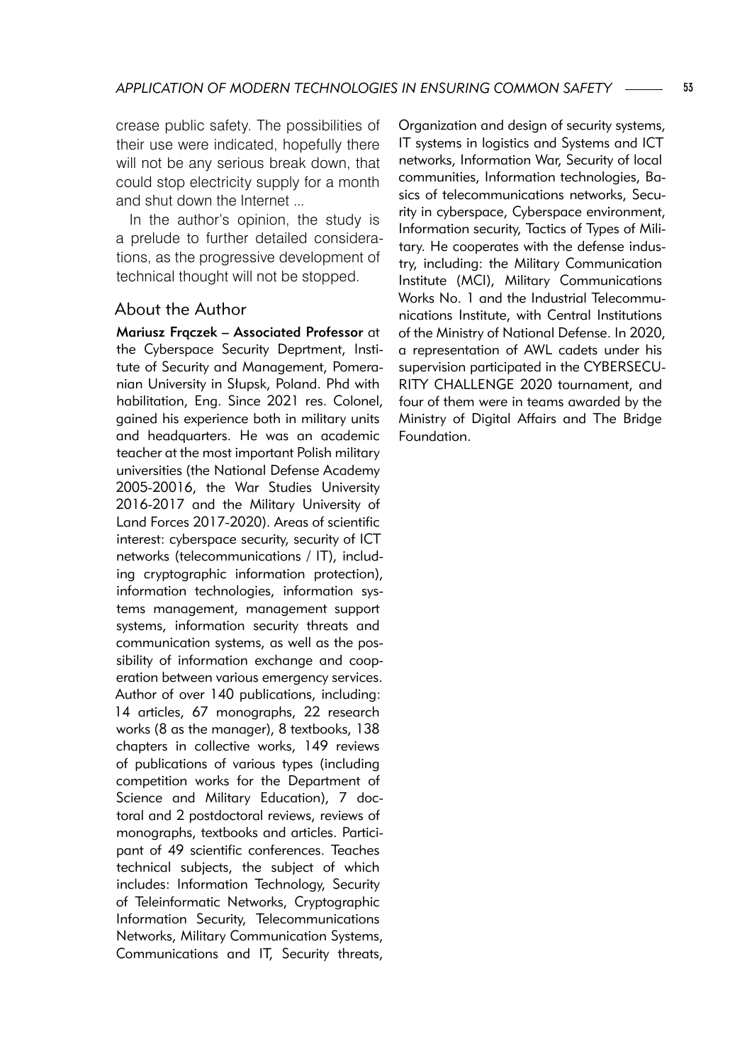crease public safety. The possibilities of their use were indicated, hopefully there will not be any serious break down, that could stop electricity supply for a month and shut down the Internet ...

In the author's opinion, the study is a prelude to further detailed considerations, as the progressive development of technical thought will not be stopped.

## About the Author

**Mariusz Frączek – Associated Professor** at the Cyberspace Security Deprtment, Institute of Security and Management, Pomeranian University in Słupsk, Poland. Phd with habilitation, Eng. Since 2021 res. Colonel, gained his experience both in military units and headquarters. He was an academic teacher at the most important Polish military universities (the National Defense Academy 2005-20016, the War Studies University 2016-2017 and the Military University of Land Forces 2017-2020). Areas of scientific interest: cyberspace security, security of ICT networks (telecommunications / IT), including cryptographic information protection), information technologies, information systems management, management support systems, information security threats and communication systems, as well as the possibility of information exchange and cooperation between various emergency services. Author of over 140 publications, including: 14 articles, 67 monographs, 22 research works (8 as the manager), 8 textbooks, 138 chapters in collective works, 149 reviews of publications of various types (including competition works for the Department of Science and Military Education), 7 doctoral and 2 postdoctoral reviews, reviews of monographs, textbooks and articles. Participant of 49 scientific conferences. Teaches technical subjects, the subject of which includes: Information Technology, Security of Teleinformatic Networks, Cryptographic Information Security, Telecommunications Networks, Military Communication Systems, Communications and IT, Security threats, Organization and design of security systems, IT systems in logistics and Systems and ICT networks, Information War, Security of local communities, Information technologies, Basics of telecommunications networks, Security in cyberspace, Cyberspace environment, Information security, Tactics of Types of Military. He cooperates with the defense industry, including: the Military Communication Institute (MCI), Military Communications Works No. 1 and the Industrial Telecommunications Institute, with Central Institutions of the Ministry of National Defense. In 2020, a representation of AWL cadets under his supervision participated in the CYBERSECURITY CHALLENGE 2020 tournament, and four of them were in teams awarded by the Ministry of Digital Affairs and The Bridge Foundation.